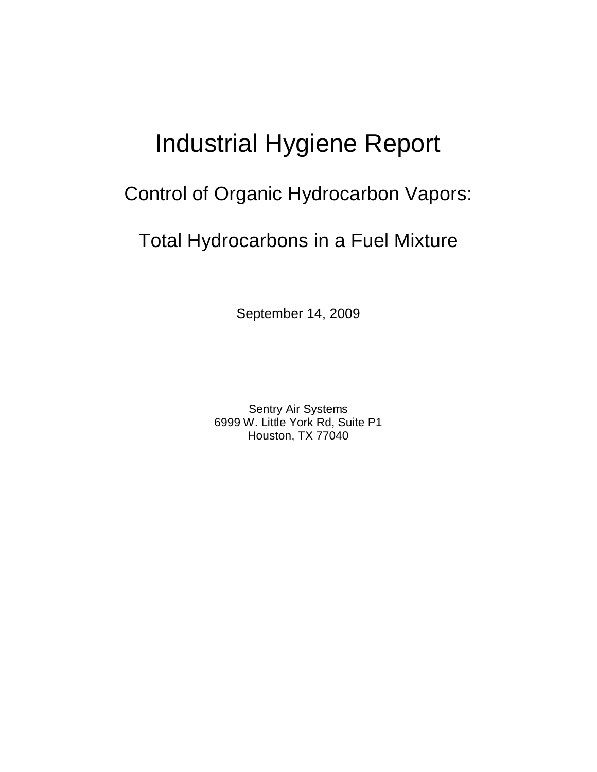# Industrial Hygiene Report

## Control of Organic Hydrocarbon Vapors:

## Total Hydrocarbons in a Fuel Mixture

September 14, 2009

Sentry Air Systems
6999 W. Little York Rd, Suite P1
Houston, TX 77040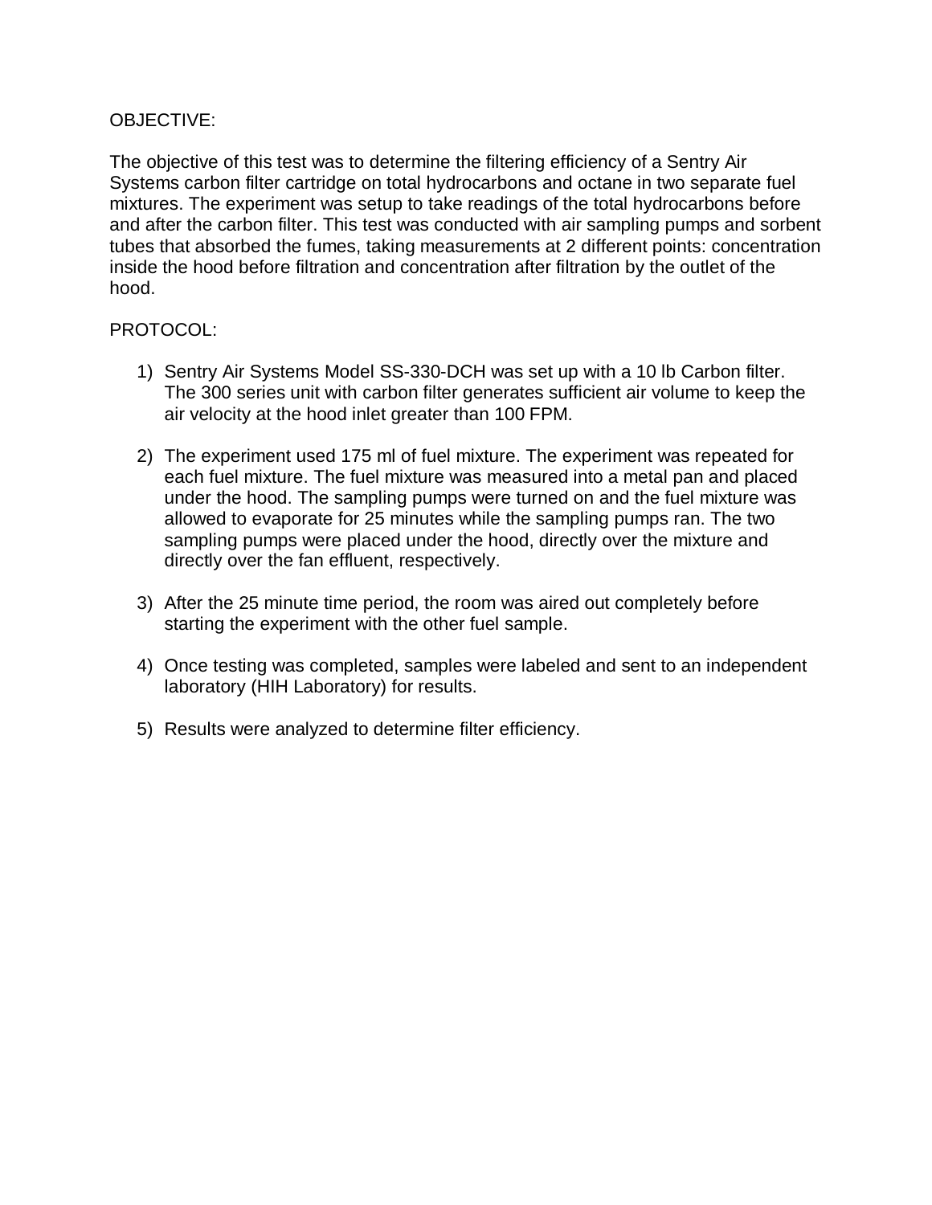OBJECTIVE:

The objective of this test was to determine the filtering efficiency of a Sentry Air Systems carbon filter cartridge on total hydrocarbons and octane in two separate fuel mixtures. The experiment was setup to take readings of the total hydrocarbons before and after the carbon filter. This test was conducted with air sampling pumps and sorbent tubes that absorbed the fumes, taking measurements at 2 different points: concentration inside the hood before filtration and concentration after filtration by the outlet of the hood.

PROTOCOL:

1) Sentry Air Systems Model SS-330-DCH was set up with a 10 lb Carbon filter. The 300 series unit with carbon filter generates sufficient air volume to keep the air velocity at the hood inlet greater than 100 FPM.

2) The experiment used 175 ml of fuel mixture. The experiment was repeated for each fuel mixture. The fuel mixture was measured into a metal pan and placed under the hood. The sampling pumps were turned on and the fuel mixture was allowed to evaporate for 25 minutes while the sampling pumps ran. The two sampling pumps were placed under the hood, directly over the mixture and directly over the fan effluent, respectively.

3) After the 25 minute time period, the room was aired out completely before starting the experiment with the other fuel sample.

4) Once testing was completed, samples were labeled and sent to an independent laboratory (HIH Laboratory) for results.

5) Results were analyzed to determine filter efficiency.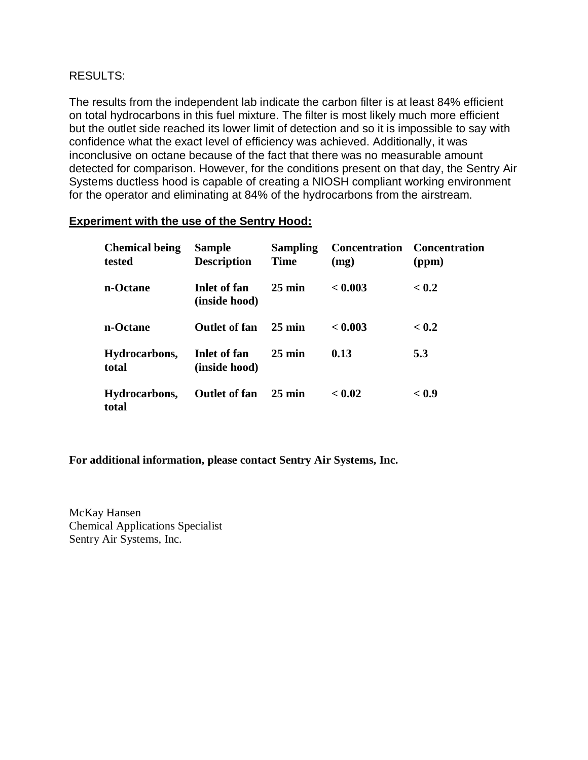RESULTS:

The results from the independent lab indicate the carbon filter is at least 84% efficient on total hydrocarbons in this fuel mixture. The filter is most likely much more efficient but the outlet side reached its lower limit of detection and so it is impossible to say with confidence what the exact level of efficiency was achieved. Additionally, it was inconclusive on octane because of the fact that there was no measurable amount detected for comparison. However, for the conditions present on that day, the Sentry Air Systems ductless hood is capable of creating a NIOSH compliant working environment for the operator and eliminating at 84% of the hydrocarbons from the airstream.

**Experiment with the use of the Sentry Hood:**

| Chemical being tested | Sample Description | Sampling Time | Concentration (mg) | Concentration (ppm) |
|---|---|---|---|---|
| n-Octane | Inlet of fan (inside hood) | 25 min | < 0.003 | < 0.2 |
| n-Octane | Outlet of fan | 25 min | < 0.003 | < 0.2 |
| Hydrocarbons, total | Inlet of fan (inside hood) | 25 min | 0.13 | 5.3 |
| Hydrocarbons, total | Outlet of fan | 25 min | < 0.02 | < 0.9 |

**For additional information, please contact Sentry Air Systems, Inc.**

McKay Hansen
Chemical Applications Specialist
Sentry Air Systems, Inc.